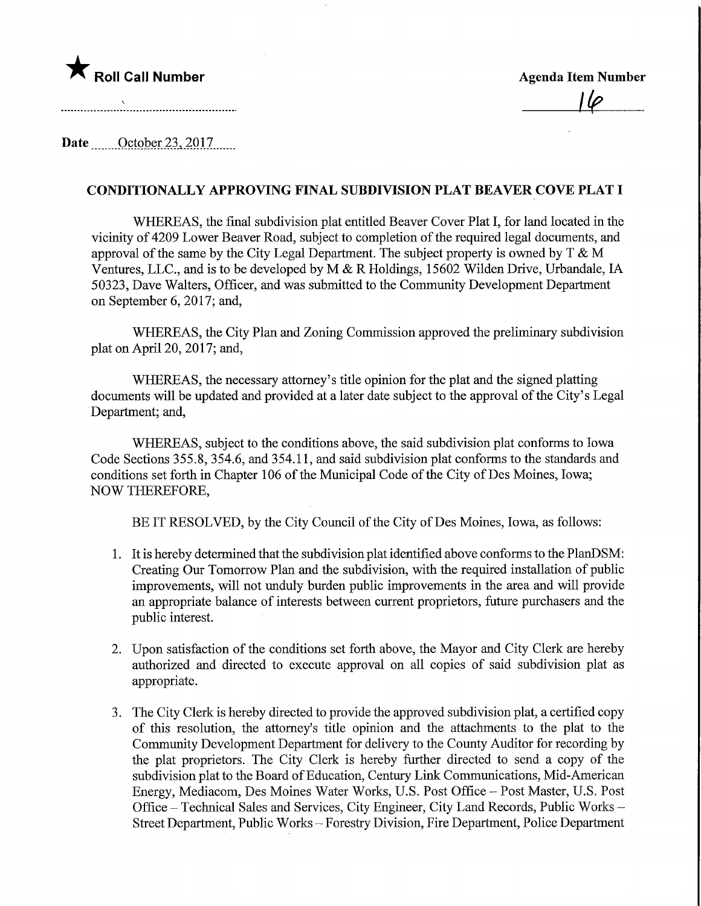★ **Roll Call Number**

**Agenda Item Number**

16

**Date** October 23, 2017

## CONDITIONALLY APPROVING FINAL SUBDIVISION PLAT BEAVER COVE PLAT I

WHEREAS, the final subdivision plat entitled Beaver Cover Plat I, for land located in the vicinity of 4209 Lower Beaver Road, subject to completion of the required legal documents, and approval of the same by the City Legal Department. The subject property is owned by T & M Ventures, LLC., and is to be developed by M & R Holdings, 15602 Wilden Drive, Urbandale, IA 50323, Dave Walters, Officer, and was submitted to the Community Development Department on September 6, 2017; and,

WHEREAS, the City Plan and Zoning Commission approved the preliminary subdivision plat on April 20, 2017; and,

WHEREAS, the necessary attorney's title opinion for the plat and the signed platting documents will be updated and provided at a later date subject to the approval of the City's Legal Department; and,

WHEREAS, subject to the conditions above, the said subdivision plat conforms to Iowa Code Sections 355.8, 354.6, and 354.11, and said subdivision plat conforms to the standards and conditions set forth in Chapter 106 of the Municipal Code of the City of Des Moines, Iowa; NOW THEREFORE,

BE IT RESOLVED, by the City Council of the City of Des Moines, Iowa, as follows:

1. It is hereby determined that the subdivision plat identified above conforms to the PlanDSM: Creating Our Tomorrow Plan and the subdivision, with the required installation of public improvements, will not unduly burden public improvements in the area and will provide an appropriate balance of interests between current proprietors, future purchasers and the public interest.

2. Upon satisfaction of the conditions set forth above, the Mayor and City Clerk are hereby authorized and directed to execute approval on all copies of said subdivision plat as appropriate.

3. The City Clerk is hereby directed to provide the approved subdivision plat, a certified copy of this resolution, the attorney's title opinion and the attachments to the plat to the Community Development Department for delivery to the County Auditor for recording by the plat proprietors. The City Clerk is hereby further directed to send a copy of the subdivision plat to the Board of Education, Century Link Communications, Mid-American Energy, Mediacom, Des Moines Water Works, U.S. Post Office – Post Master, U.S. Post Office – Technical Sales and Services, City Engineer, City Land Records, Public Works – Street Department, Public Works – Forestry Division, Fire Department, Police Department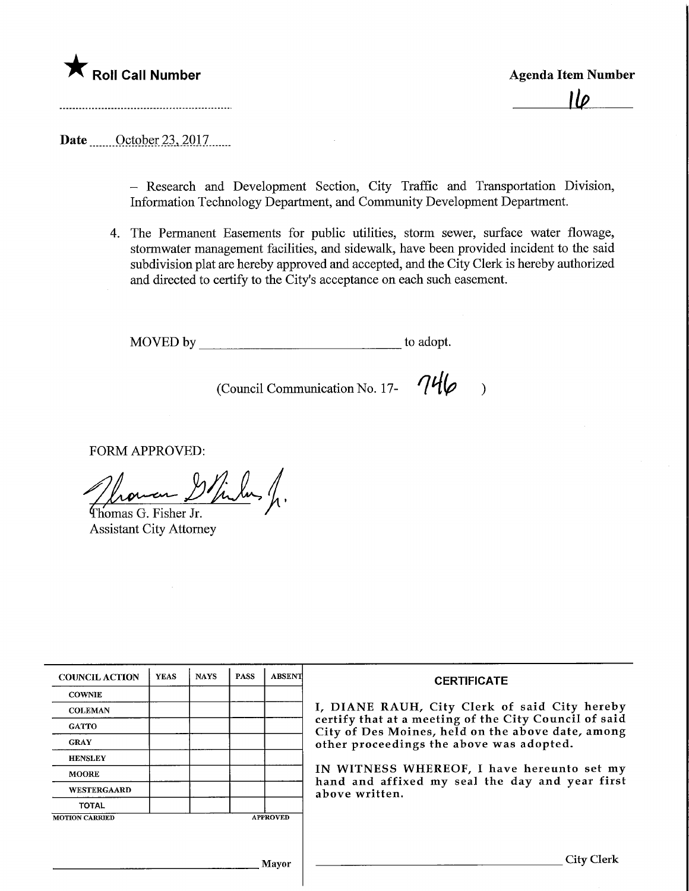★ **Roll Call Number**

**Agenda Item Number**

16

**Date** October 23, 2017

– Research and Development Section, City Traffic and Transportation Division, Information Technology Department, and Community Development Department.

4. The Permanent Easements for public utilities, storm sewer, surface water flowage, stormwater management facilities, and sidewalk, have been provided incident to the said subdivision plat are hereby approved and accepted, and the City Clerk is hereby authorized and directed to certify to the City's acceptance on each such easement.

MOVED by ______________________________ to adopt.

(Council Communication No. 17- 746 )

FORM APPROVED:

Thomas G. Fisher Jr.
Assistant City Attorney

| COUNCIL ACTION | YEAS | NAYS | PASS | ABSENT |
|---|---|---|---|---|
| COWNIE | | | | |
| COLEMAN | | | | |
| GATTO | | | | |
| GRAY | | | | |
| HENSLEY | | | | |
| MOORE | | | | |
| WESTERGAARD | | | | |
| TOTAL | | | | |
| MOTION CARRIED | | | | APPROVED |

______________________________ Mayor

**CERTIFICATE**

I, DIANE RAUH, City Clerk of said City hereby certify that at a meeting of the City Council of said City of Des Moines, held on the above date, among other proceedings the above was adopted.

IN WITNESS WHEREOF, I have hereunto set my hand and affixed my seal the day and year first above written.

______________________________ City Clerk